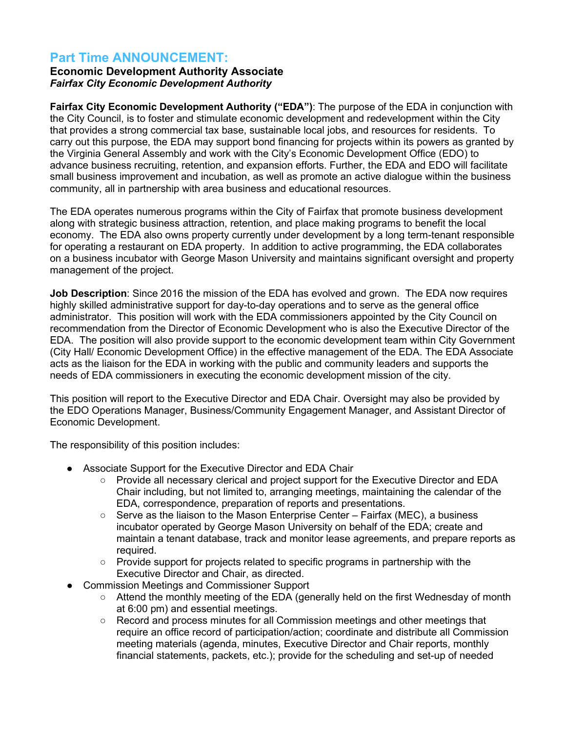# Part Time ANNOUNCEMENT:

**Economic Development Authority Associate**
***Fairfax City Economic Development Authority***

**Fairfax City Economic Development Authority ("EDA")**: The purpose of the EDA in conjunction with the City Council, is to foster and stimulate economic development and redevelopment within the City that provides a strong commercial tax base, sustainable local jobs, and resources for residents. To carry out this purpose, the EDA may support bond financing for projects within its powers as granted by the Virginia General Assembly and work with the City's Economic Development Office (EDO) to advance business recruiting, retention, and expansion efforts. Further, the EDA and EDO will facilitate small business improvement and incubation, as well as promote an active dialogue within the business community, all in partnership with area business and educational resources.

The EDA operates numerous programs within the City of Fairfax that promote business development along with strategic business attraction, retention, and place making programs to benefit the local economy. The EDA also owns property currently under development by a long term-tenant responsible for operating a restaurant on EDA property. In addition to active programming, the EDA collaborates on a business incubator with George Mason University and maintains significant oversight and property management of the project.

**Job Description**: Since 2016 the mission of the EDA has evolved and grown. The EDA now requires highly skilled administrative support for day-to-day operations and to serve as the general office administrator. This position will work with the EDA commissioners appointed by the City Council on recommendation from the Director of Economic Development who is also the Executive Director of the EDA. The position will also provide support to the economic development team within City Government (City Hall/ Economic Development Office) in the effective management of the EDA. The EDA Associate acts as the liaison for the EDA in working with the public and community leaders and supports the needs of EDA commissioners in executing the economic development mission of the city.

This position will report to the Executive Director and EDA Chair. Oversight may also be provided by the EDO Operations Manager, Business/Community Engagement Manager, and Assistant Director of Economic Development.

The responsibility of this position includes:

- Associate Support for the Executive Director and EDA Chair
    - Provide all necessary clerical and project support for the Executive Director and EDA Chair including, but not limited to, arranging meetings, maintaining the calendar of the EDA, correspondence, preparation of reports and presentations.
    - Serve as the liaison to the Mason Enterprise Center – Fairfax (MEC), a business incubator operated by George Mason University on behalf of the EDA; create and maintain a tenant database, track and monitor lease agreements, and prepare reports as required.
    - Provide support for projects related to specific programs in partnership with the Executive Director and Chair, as directed.
- Commission Meetings and Commissioner Support
    - Attend the monthly meeting of the EDA (generally held on the first Wednesday of month at 6:00 pm) and essential meetings.
    - Record and process minutes for all Commission meetings and other meetings that require an office record of participation/action; coordinate and distribute all Commission meeting materials (agenda, minutes, Executive Director and Chair reports, monthly financial statements, packets, etc.); provide for the scheduling and set-up of needed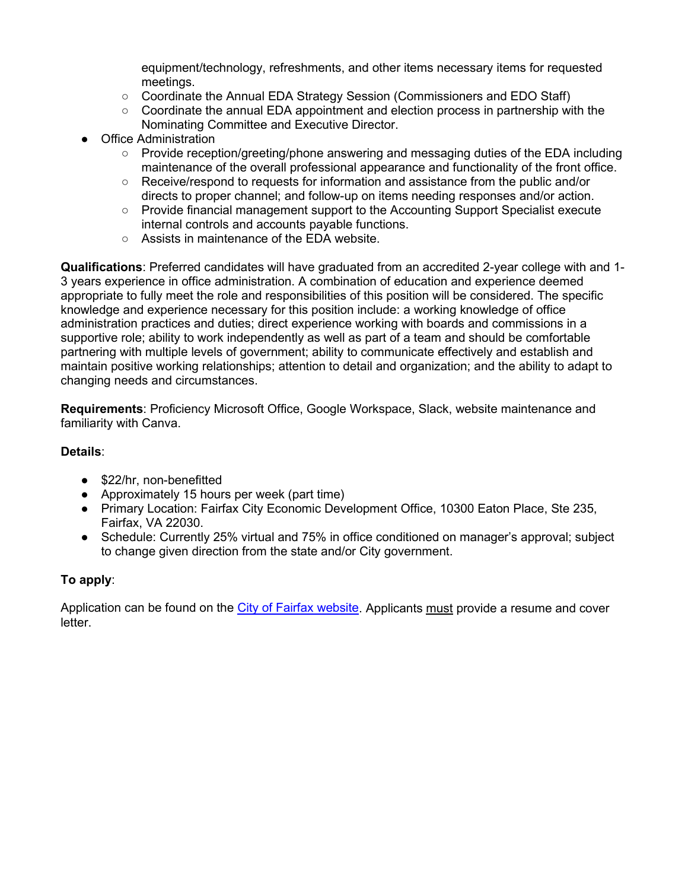- equipment/technology, refreshments, and other items necessary items for requested meetings.
    - Coordinate the Annual EDA Strategy Session (Commissioners and EDO Staff)
    - Coordinate the annual EDA appointment and election process in partnership with the Nominating Committee and Executive Director.
- Office Administration
    - Provide reception/greeting/phone answering and messaging duties of the EDA including maintenance of the overall professional appearance and functionality of the front office.
    - Receive/respond to requests for information and assistance from the public and/or directs to proper channel; and follow-up on items needing responses and/or action.
    - Provide financial management support to the Accounting Support Specialist execute internal controls and accounts payable functions.
    - Assists in maintenance of the EDA website.

**Qualifications**: Preferred candidates will have graduated from an accredited 2-year college with and 1-3 years experience in office administration. A combination of education and experience deemed appropriate to fully meet the role and responsibilities of this position will be considered. The specific knowledge and experience necessary for this position include: a working knowledge of office administration practices and duties; direct experience working with boards and commissions in a supportive role; ability to work independently as well as part of a team and should be comfortable partnering with multiple levels of government; ability to communicate effectively and establish and maintain positive working relationships; attention to detail and organization; and the ability to adapt to changing needs and circumstances.

**Requirements**: Proficiency Microsoft Office, Google Workspace, Slack, website maintenance and familiarity with Canva.

**Details**:

- $22/hr, non-benefitted
- Approximately 15 hours per week (part time)
- Primary Location: Fairfax City Economic Development Office, 10300 Eaton Place, Ste 235, Fairfax, VA 22030.
- Schedule: Currently 25% virtual and 75% in office conditioned on manager's approval; subject to change given direction from the state and/or City government.

**To apply**:

Application can be found on the City of Fairfax website. Applicants must provide a resume and cover letter.